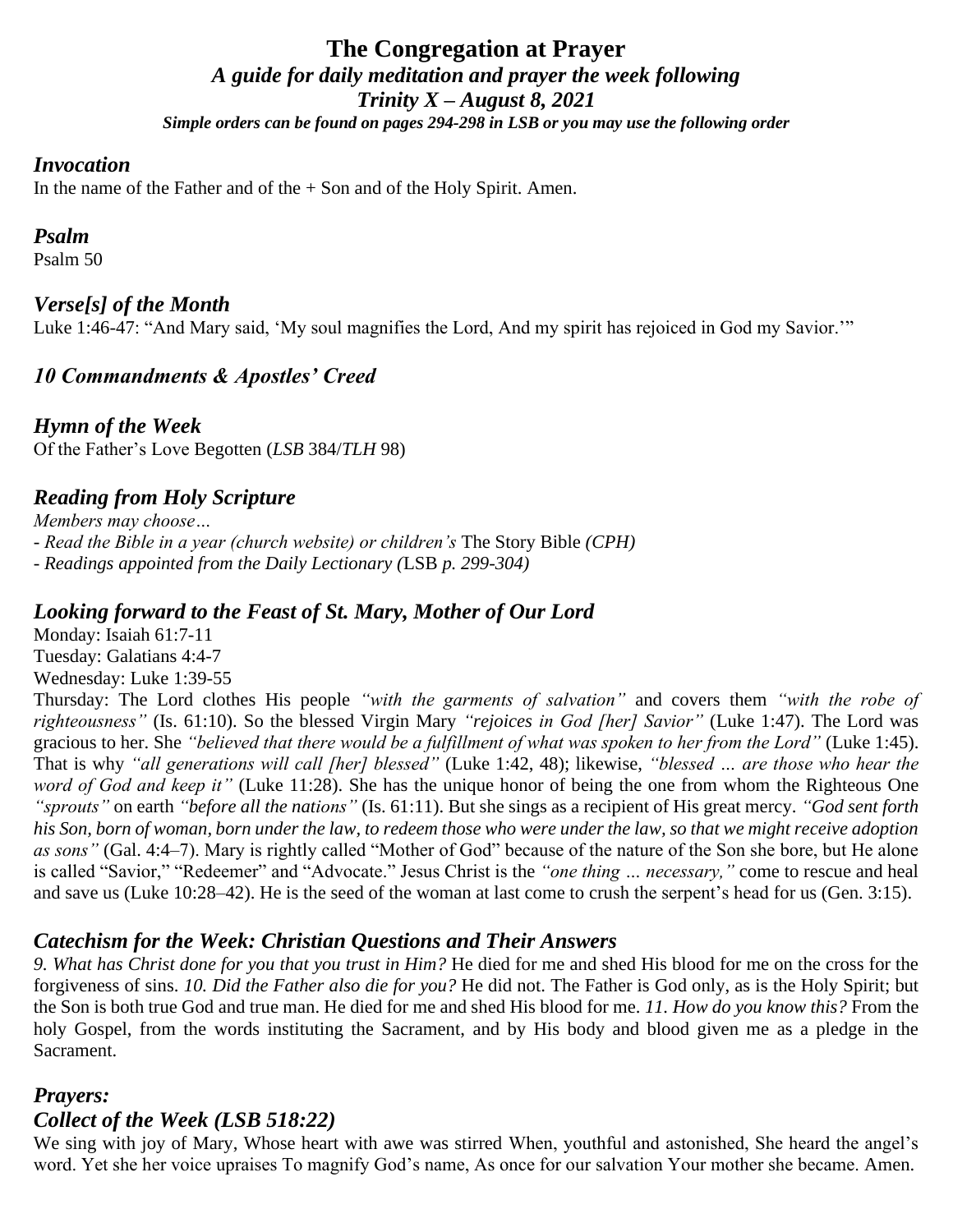# The Congregation at Prayer

### *A guide for daily meditation and prayer the week following*
### *Trinity X – August 8, 2021*

***Simple orders can be found on pages 294-298 in LSB or you may use the following order***

## *Invocation*

In the name of the Father and of the + Son and of the Holy Spirit. Amen.

## *Psalm*

Psalm 50

## *Verse[s] of the Month*

Luke 1:46-47: "And Mary said, 'My soul magnifies the Lord, And my spirit has rejoiced in God my Savior.'"

## *10 Commandments & Apostles' Creed*

## *Hymn of the Week*

Of the Father's Love Begotten (*LSB* 384/*TLH* 98)

## *Reading from Holy Scripture*

*Members may choose…*

- *Read the Bible in a year (church website) or children's* The Story Bible *(CPH)*
- *Readings appointed from the Daily Lectionary (*LSB *p. 299-304)*

## *Looking forward to the Feast of St. Mary, Mother of Our Lord*

Monday: Isaiah 61:7-11
Tuesday: Galatians 4:4-7
Wednesday: Luke 1:39-55
Thursday: The Lord clothes His people *"with the garments of salvation"* and covers them *"with the robe of righteousness"* (Is. 61:10). So the blessed Virgin Mary *"rejoices in God [her] Savior"* (Luke 1:47). The Lord was gracious to her. She *"believed that there would be a fulfillment of what was spoken to her from the Lord"* (Luke 1:45). That is why *"all generations will call [her] blessed"* (Luke 1:42, 48); likewise, *"blessed … are those who hear the word of God and keep it"* (Luke 11:28). She has the unique honor of being the one from whom the Righteous One *"sprouts"* on earth *"before all the nations"* (Is. 61:11). But she sings as a recipient of His great mercy. *"God sent forth his Son, born of woman, born under the law, to redeem those who were under the law, so that we might receive adoption as sons"* (Gal. 4:4–7). Mary is rightly called "Mother of God" because of the nature of the Son she bore, but He alone is called "Savior," "Redeemer" and "Advocate." Jesus Christ is the *"one thing … necessary,"* come to rescue and heal and save us (Luke 10:28–42). He is the seed of the woman at last come to crush the serpent's head for us (Gen. 3:15).

## *Catechism for the Week: Christian Questions and Their Answers*

*9. What has Christ done for you that you trust in Him?* He died for me and shed His blood for me on the cross for the forgiveness of sins. *10. Did the Father also die for you?* He did not. The Father is God only, as is the Holy Spirit; but the Son is both true God and true man. He died for me and shed His blood for me. *11. How do you know this?* From the holy Gospel, from the words instituting the Sacrament, and by His body and blood given me as a pledge in the Sacrament.

## *Prayers:*

## *Collect of the Week (LSB 518:22)*

We sing with joy of Mary, Whose heart with awe was stirred When, youthful and astonished, She heard the angel's word. Yet she her voice upraises To magnify God's name, As once for our salvation Your mother she became. Amen.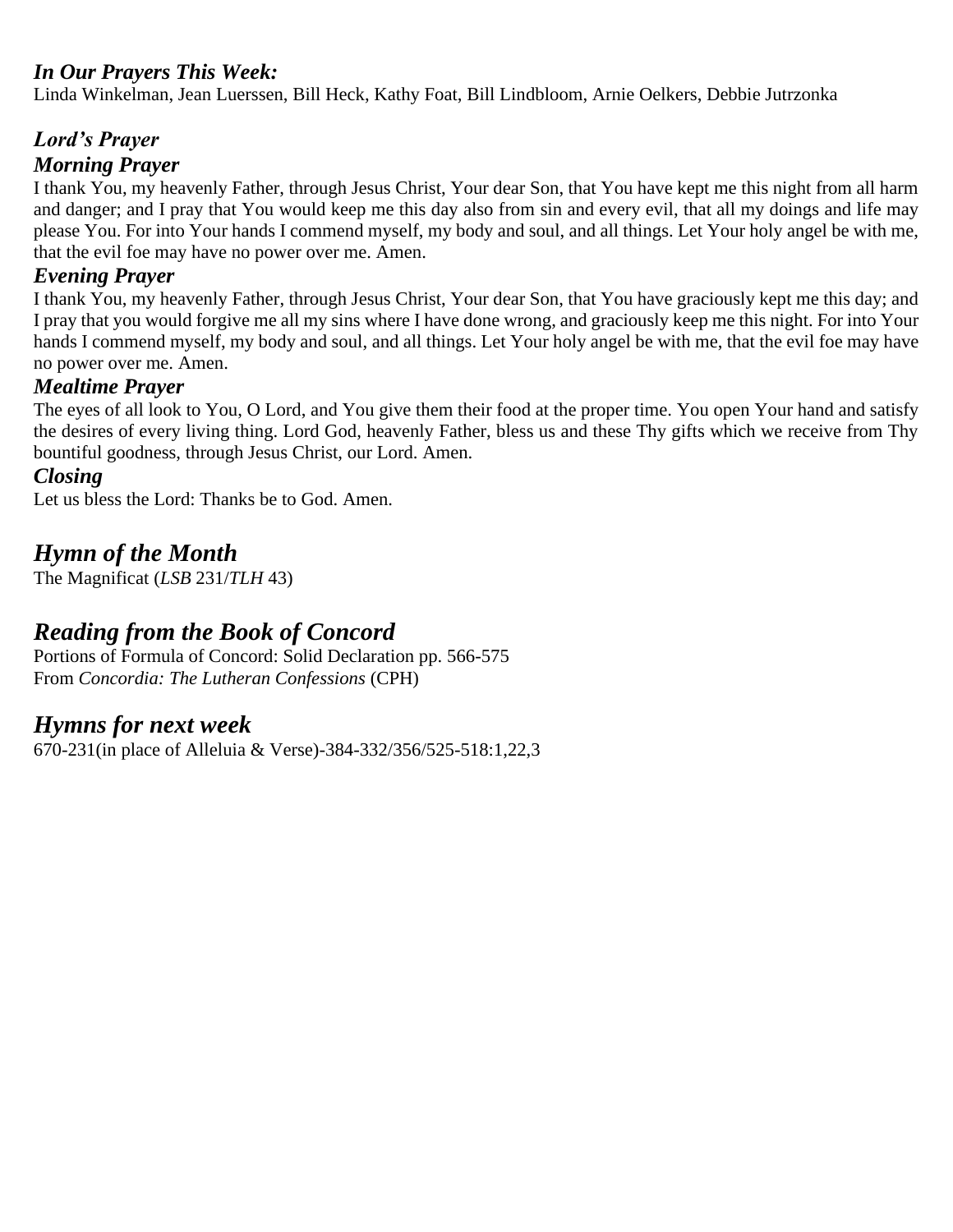### *In Our Prayers This Week:*

Linda Winkelman, Jean Luerssen, Bill Heck, Kathy Foat, Bill Lindbloom, Arnie Oelkers, Debbie Jutrzonka

### *Lord's Prayer*

### *Morning Prayer*

I thank You, my heavenly Father, through Jesus Christ, Your dear Son, that You have kept me this night from all harm and danger; and I pray that You would keep me this day also from sin and every evil, that all my doings and life may please You. For into Your hands I commend myself, my body and soul, and all things. Let Your holy angel be with me, that the evil foe may have no power over me. Amen.

### *Evening Prayer*

I thank You, my heavenly Father, through Jesus Christ, Your dear Son, that You have graciously kept me this day; and I pray that you would forgive me all my sins where I have done wrong, and graciously keep me this night. For into Your hands I commend myself, my body and soul, and all things. Let Your holy angel be with me, that the evil foe may have no power over me. Amen.

### *Mealtime Prayer*

The eyes of all look to You, O Lord, and You give them their food at the proper time. You open Your hand and satisfy the desires of every living thing. Lord God, heavenly Father, bless us and these Thy gifts which we receive from Thy bountiful goodness, through Jesus Christ, our Lord. Amen.

### *Closing*

Let us bless the Lord: Thanks be to God. Amen.

## *Hymn of the Month*

The Magnificat (*LSB* 231/*TLH* 43)

## *Reading from the Book of Concord*

Portions of Formula of Concord: Solid Declaration pp. 566-575
From *Concordia: The Lutheran Confessions* (CPH)

## *Hymns for next week*

670-231(in place of Alleluia & Verse)-384-332/356/525-518:1,22,3